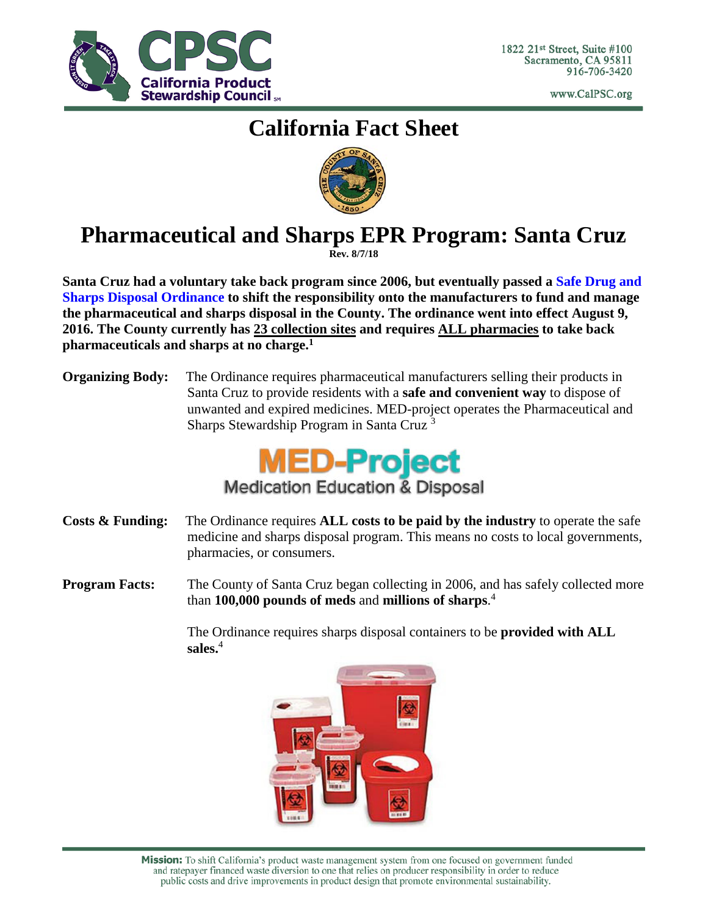1822 21st Street, Suite #100
Sacramento, CA 95811
916-706-3420

www.CalPSC.org

# California Fact Sheet

# Pharmaceutical and Sharps EPR Program: Santa Cruz

**Rev. 8/7/18**

**Santa Cruz had a voluntary take back program since 2006, but eventually passed a Safe Drug and Sharps Disposal Ordinance to shift the responsibility onto the manufacturers to fund and manage the pharmaceutical and sharps disposal in the County. The ordinance went into effect August 9, 2016. The County currently has 23 collection sites and requires ALL pharmacies to take back pharmaceuticals and sharps at no charge.[1]**

**Organizing Body:** The Ordinance requires pharmaceutical manufacturers selling their products in Santa Cruz to provide residents with a **safe and convenient way** to dispose of unwanted and expired medicines. MED-project operates the Pharmaceutical and Sharps Stewardship Program in Santa Cruz [3]

MED-Project
Medication Education & Disposal

**Costs & Funding:** The Ordinance requires **ALL costs to be paid by the industry** to operate the safe medicine and sharps disposal program. This means no costs to local governments, pharmacies, or consumers.

**Program Facts:** The County of Santa Cruz began collecting in 2006, and has safely collected more than **100,000 pounds of meds** and **millions of sharps**.[4]

The Ordinance requires sharps disposal containers to be **provided with ALL sales.**[4]

**Mission:** To shift California's product waste management system from one focused on government funded and ratepayer financed waste diversion to one that relies on producer responsibility in order to reduce public costs and drive improvements in product design that promote environmental sustainability.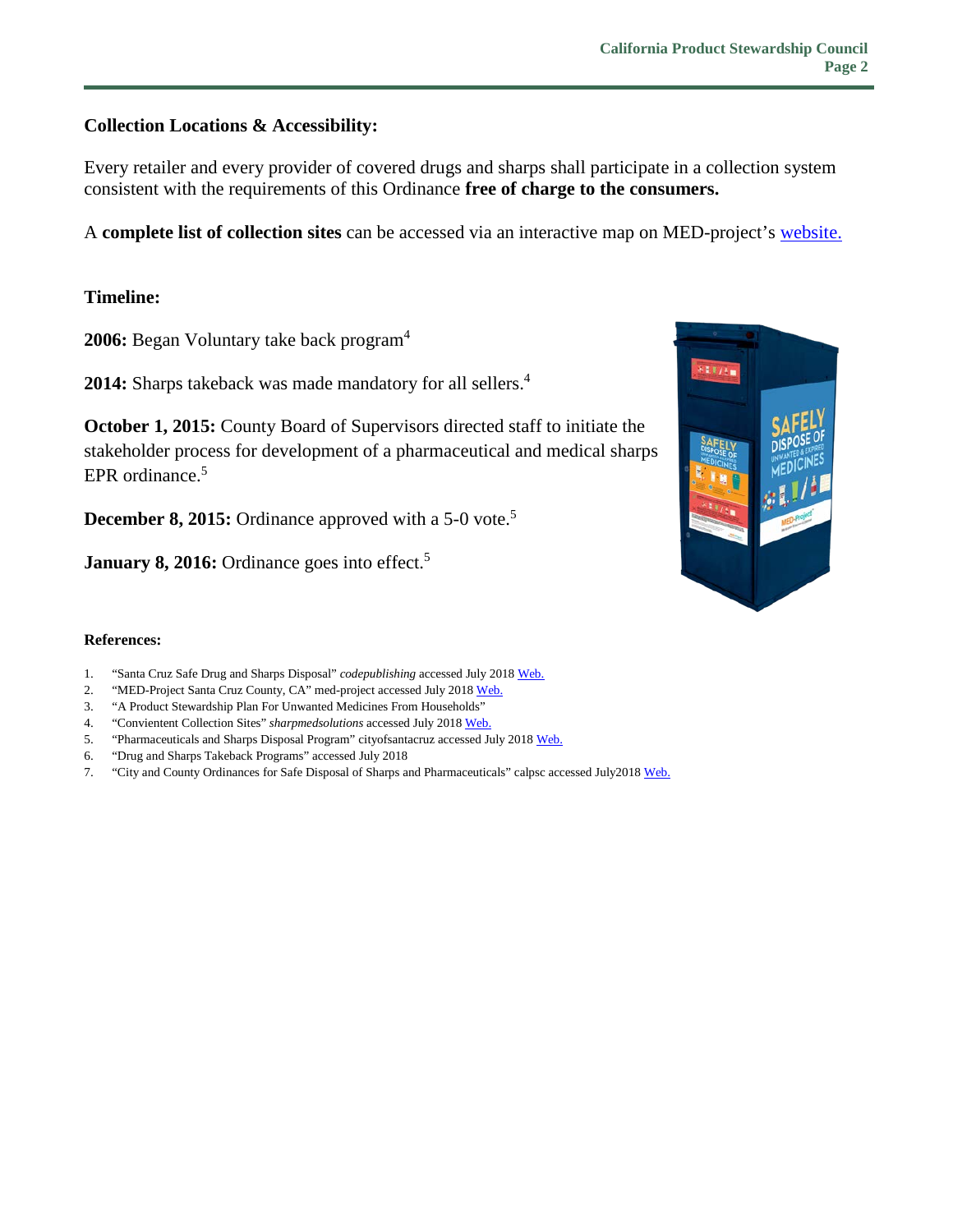## Collection Locations & Accessibility:

Every retailer and every provider of covered drugs and sharps shall participate in a collection system consistent with the requirements of this Ordinance **free of charge to the consumers.**

A **complete list of collection sites** can be accessed via an interactive map on MED-project's website.

## Timeline:

**2006:** Began Voluntary take back program[4]

**2014:** Sharps takeback was made mandatory for all sellers.[4]

**October 1, 2015:** County Board of Supervisors directed staff to initiate the stakeholder process for development of a pharmaceutical and medical sharps EPR ordinance.[5]

**December 8, 2015:** Ordinance approved with a 5-0 vote.[5]

**January 8, 2016:** Ordinance goes into effect.[5]

### References:

1. "Santa Cruz Safe Drug and Sharps Disposal" *codepublishing* accessed July 2018 Web.
2. "MED-Project Santa Cruz County, CA" med-project accessed July 2018 Web.
3. "A Product Stewardship Plan For Unwanted Medicines From Households"
4. "Convientent Collection Sites" *sharpmedsolutions* accessed July 2018 Web.
5. "Pharmaceuticals and Sharps Disposal Program" cityofsantacruz accessed July 2018 Web.
6. "Drug and Sharps Takeback Programs" accessed July 2018
7. "City and County Ordinances for Safe Disposal of Sharps and Pharmaceuticals" calpsc accessed July2018 Web.